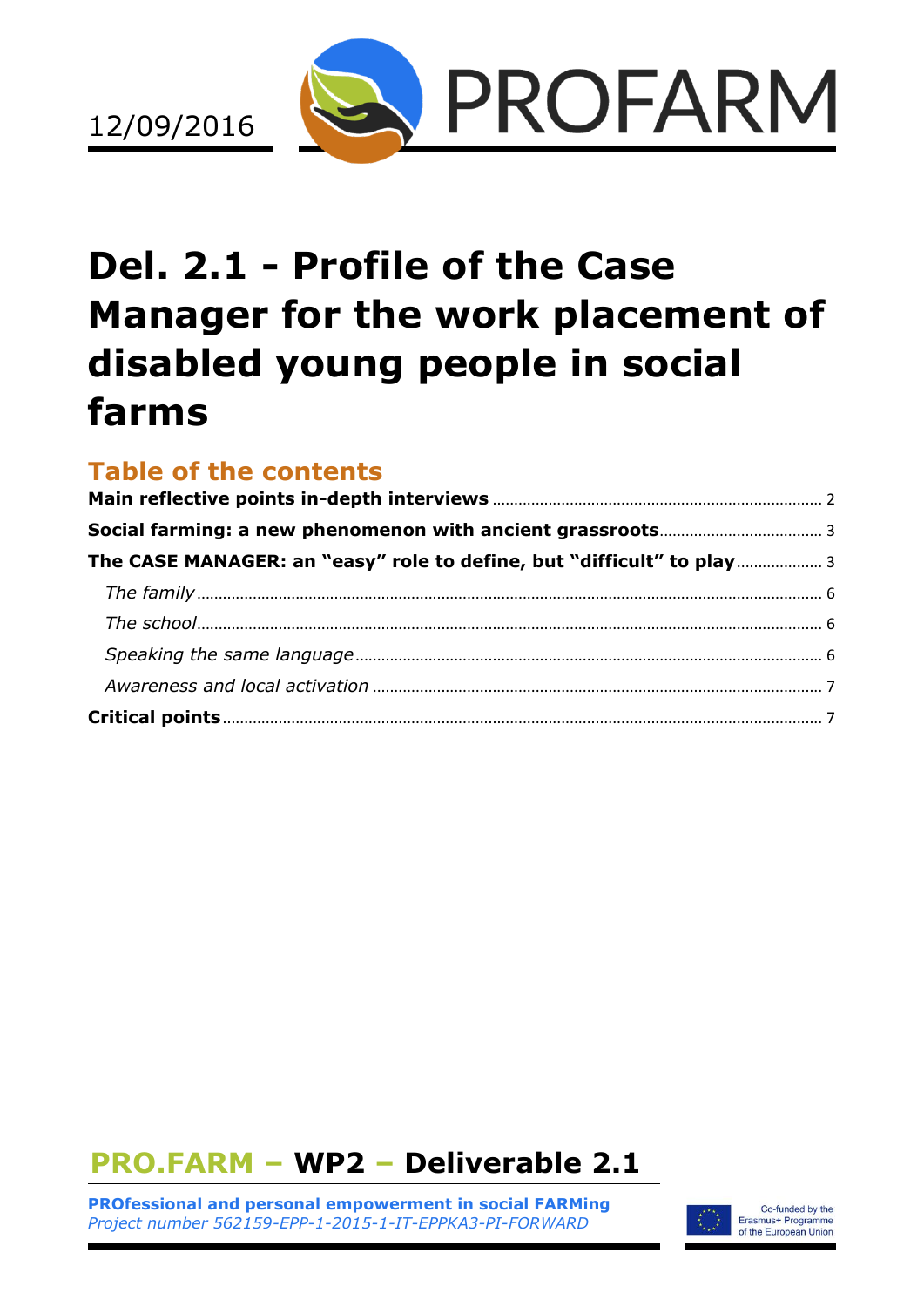12/09/2016

PROFARM

# Del. 2.1 - Profile of the Case Manager for the work placement of disabled young people in social farms

## Table of the contents

**Main reflective points in-depth interviews** .......... 2

**Social farming: a new phenomenon with ancient grassroots** .......... 3

**The CASE MANAGER: an "easy" role to define, but "difficult" to play** .......... 3

*The family* .......... 6

*The school* .......... 6

*Speaking the same language* .......... 6

*Awareness and local activation* .......... 7

**Critical points** .......... 7

## PRO.FARM – WP2 – Deliverable 2.1

**PROfessional and personal empowerment in social FARMing**

*Project number 562159-EPP-1-2015-1-IT-EPPKA3-PI-FORWARD*

Co-funded by the Erasmus+ Programme of the European Union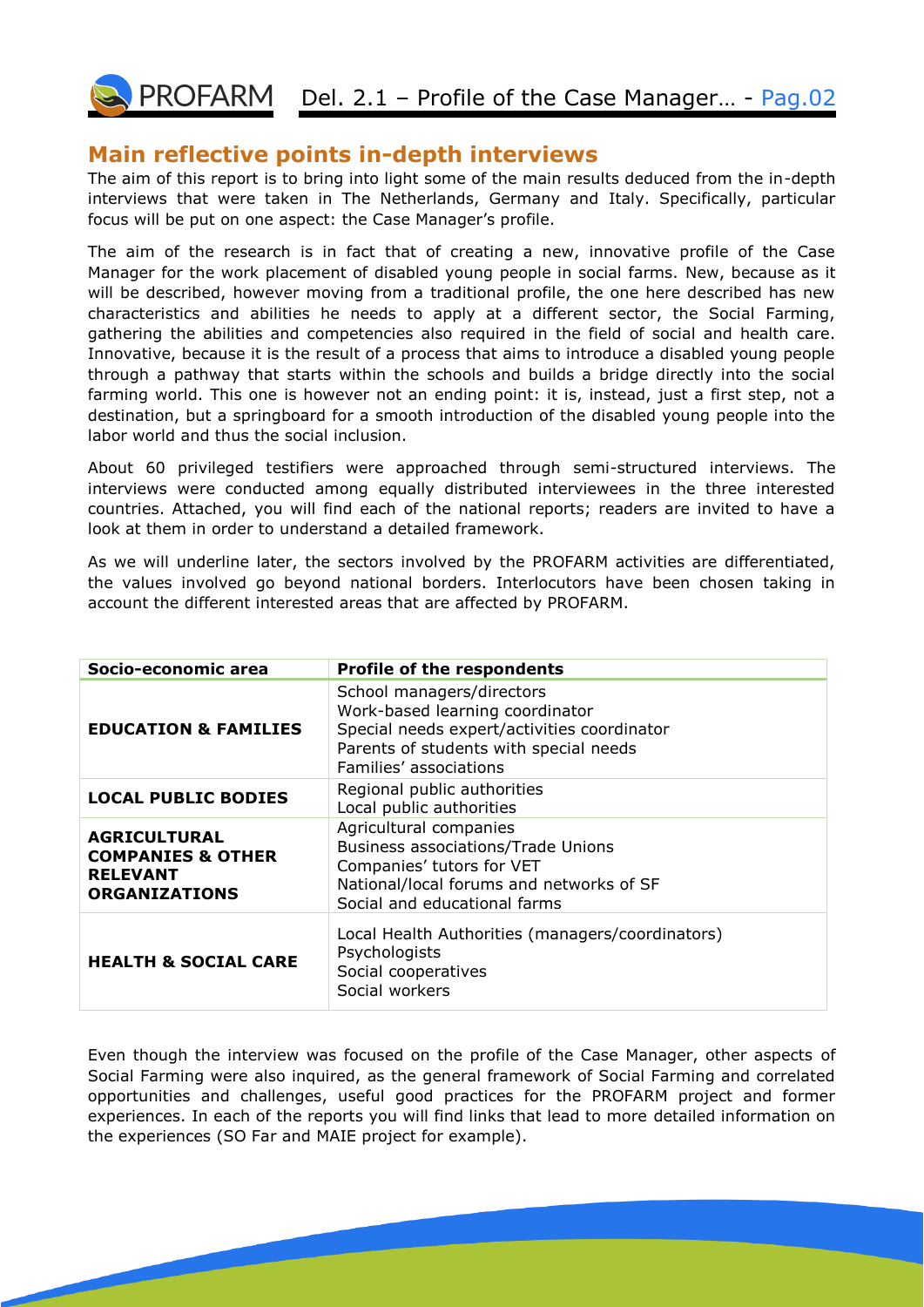## Main reflective points in-depth interviews

The aim of this report is to bring into light some of the main results deduced from the in-depth interviews that were taken in The Netherlands, Germany and Italy. Specifically, particular focus will be put on one aspect: the Case Manager's profile.

The aim of the research is in fact that of creating a new, innovative profile of the Case Manager for the work placement of disabled young people in social farms. New, because as it will be described, however moving from a traditional profile, the one here described has new characteristics and abilities he needs to apply at a different sector, the Social Farming, gathering the abilities and competencies also required in the field of social and health care. Innovative, because it is the result of a process that aims to introduce a disabled young people through a pathway that starts within the schools and builds a bridge directly into the social farming world. This one is however not an ending point: it is, instead, just a first step, not a destination, but a springboard for a smooth introduction of the disabled young people into the labor world and thus the social inclusion.

About 60 privileged testifiers were approached through semi-structured interviews. The interviews were conducted among equally distributed interviewees in the three interested countries. Attached, you will find each of the national reports; readers are invited to have a look at them in order to understand a detailed framework.

As we will underline later, the sectors involved by the PROFARM activities are differentiated, the values involved go beyond national borders. Interlocutors have been chosen taking in account the different interested areas that are affected by PROFARM.

| Socio-economic area | Profile of the respondents |
|---|---|
| **EDUCATION & FAMILIES** | School managers/directors<br>Work-based learning coordinator<br>Special needs expert/activities coordinator<br>Parents of students with special needs<br>Families' associations |
| **LOCAL PUBLIC BODIES** | Regional public authorities<br>Local public authorities |
| **AGRICULTURAL COMPANIES & OTHER RELEVANT ORGANIZATIONS** | Agricultural companies<br>Business associations/Trade Unions<br>Companies' tutors for VET<br>National/local forums and networks of SF<br>Social and educational farms |
| **HEALTH & SOCIAL CARE** | Local Health Authorities (managers/coordinators)<br>Psychologists<br>Social cooperatives<br>Social workers |

Even though the interview was focused on the profile of the Case Manager, other aspects of Social Farming were also inquired, as the general framework of Social Farming and correlated opportunities and challenges, useful good practices for the PROFARM project and former experiences. In each of the reports you will find links that lead to more detailed information on the experiences (SO Far and MAIE project for example).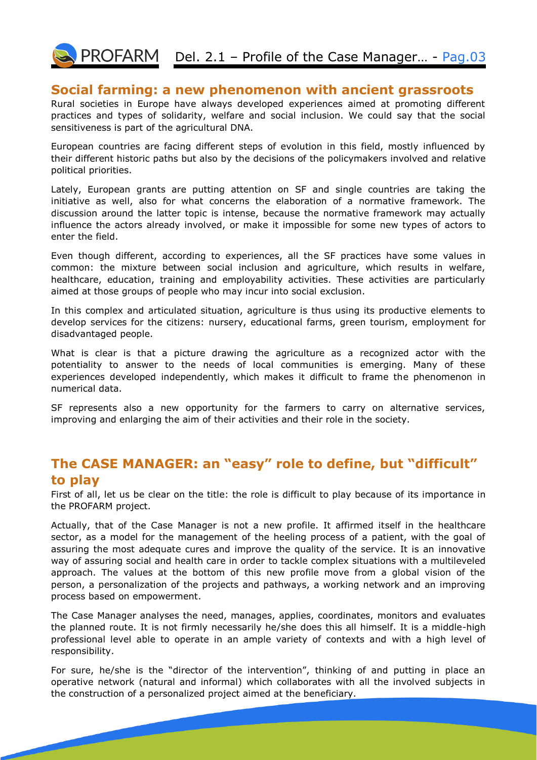## Social farming: a new phenomenon with ancient grassroots

Rural societies in Europe have always developed experiences aimed at promoting different practices and types of solidarity, welfare and social inclusion. We could say that the social sensitiveness is part of the agricultural DNA.

European countries are facing different steps of evolution in this field, mostly influenced by their different historic paths but also by the decisions of the policymakers involved and relative political priorities.

Lately, European grants are putting attention on SF and single countries are taking the initiative as well, also for what concerns the elaboration of a normative framework. The discussion around the latter topic is intense, because the normative framework may actually influence the actors already involved, or make it impossible for some new types of actors to enter the field.

Even though different, according to experiences, all the SF practices have some values in common: the mixture between social inclusion and agriculture, which results in welfare, healthcare, education, training and employability activities. These activities are particularly aimed at those groups of people who may incur into social exclusion.

In this complex and articulated situation, agriculture is thus using its productive elements to develop services for the citizens: nursery, educational farms, green tourism, employment for disadvantaged people.

What is clear is that a picture drawing the agriculture as a recognized actor with the potentiality to answer to the needs of local communities is emerging. Many of these experiences developed independently, which makes it difficult to frame the phenomenon in numerical data.

SF represents also a new opportunity for the farmers to carry on alternative services, improving and enlarging the aim of their activities and their role in the society.

## The CASE MANAGER: an "easy" role to define, but "difficult" to play

First of all, let us be clear on the title: the role is difficult to play because of its importance in the PROFARM project.

Actually, that of the Case Manager is not a new profile. It affirmed itself in the healthcare sector, as a model for the management of the heeling process of a patient, with the goal of assuring the most adequate cures and improve the quality of the service. It is an innovative way of assuring social and health care in order to tackle complex situations with a multileveled approach. The values at the bottom of this new profile move from a global vision of the person, a personalization of the projects and pathways, a working network and an improving process based on empowerment.

The Case Manager analyses the need, manages, applies, coordinates, monitors and evaluates the planned route. It is not firmly necessarily he/she does this all himself. It is a middle-high professional level able to operate in an ample variety of contexts and with a high level of responsibility.

For sure, he/she is the "director of the intervention", thinking of and putting in place an operative network (natural and informal) which collaborates with all the involved subjects in the construction of a personalized project aimed at the beneficiary.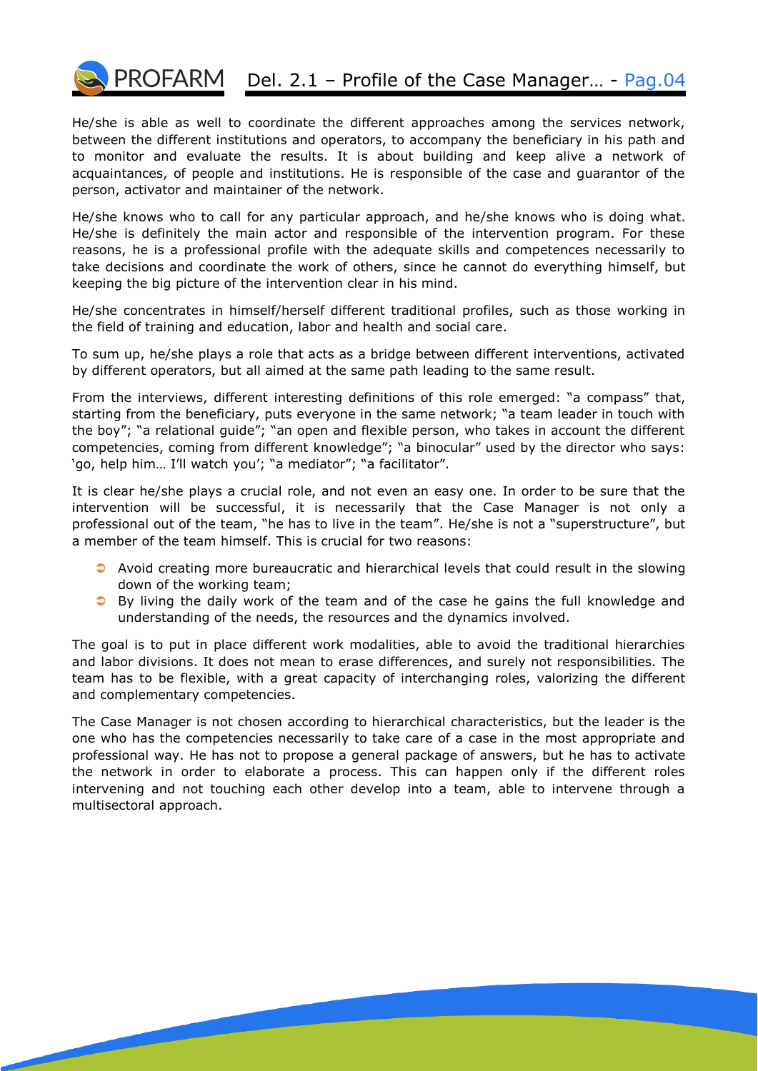He/she is able as well to coordinate the different approaches among the services network, between the different institutions and operators, to accompany the beneficiary in his path and to monitor and evaluate the results. It is about building and keep alive a network of acquaintances, of people and institutions. He is responsible of the case and guarantor of the person, activator and maintainer of the network.

He/she knows who to call for any particular approach, and he/she knows who is doing what. He/she is definitely the main actor and responsible of the intervention program. For these reasons, he is a professional profile with the adequate skills and competences necessarily to take decisions and coordinate the work of others, since he cannot do everything himself, but keeping the big picture of the intervention clear in his mind.

He/she concentrates in himself/herself different traditional profiles, such as those working in the field of training and education, labor and health and social care.

To sum up, he/she plays a role that acts as a bridge between different interventions, activated by different operators, but all aimed at the same path leading to the same result.

From the interviews, different interesting definitions of this role emerged: "a compass" that, starting from the beneficiary, puts everyone in the same network; "a team leader in touch with the boy"; "a relational guide"; "an open and flexible person, who takes in account the different competencies, coming from different knowledge"; "a binocular" used by the director who says: 'go, help him… I'll watch you'; "a mediator"; "a facilitator".

It is clear he/she plays a crucial role, and not even an easy one. In order to be sure that the intervention will be successful, it is necessarily that the Case Manager is not only a professional out of the team, "he has to live in the team". He/she is not a "superstructure", but a member of the team himself. This is crucial for two reasons:

- Avoid creating more bureaucratic and hierarchical levels that could result in the slowing down of the working team;
- By living the daily work of the team and of the case he gains the full knowledge and understanding of the needs, the resources and the dynamics involved.

The goal is to put in place different work modalities, able to avoid the traditional hierarchies and labor divisions. It does not mean to erase differences, and surely not responsibilities. The team has to be flexible, with a great capacity of interchanging roles, valorizing the different and complementary competencies.

The Case Manager is not chosen according to hierarchical characteristics, but the leader is the one who has the competencies necessarily to take care of a case in the most appropriate and professional way. He has not to propose a general package of answers, but he has to activate the network in order to elaborate a process. This can happen only if the different roles intervening and not touching each other develop into a team, able to intervene through a multisectoral approach.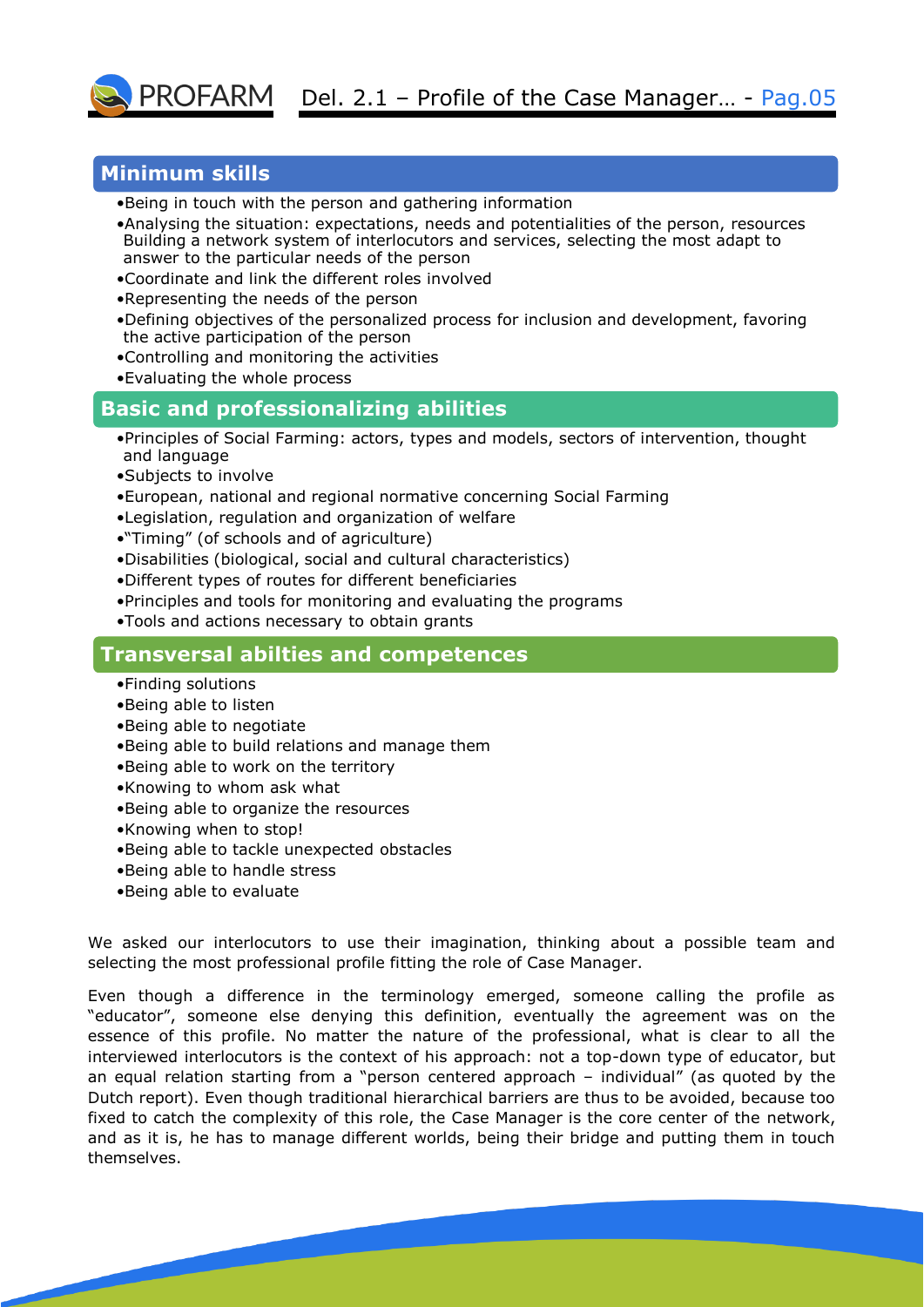## Minimum skills

- Being in touch with the person and gathering information
- Analysing the situation: expectations, needs and potentialities of the person, resources Building a network system of interlocutors and services, selecting the most adapt to answer to the particular needs of the person
- Coordinate and link the different roles involved
- Representing the needs of the person
- Defining objectives of the personalized process for inclusion and development, favoring the active participation of the person
- Controlling and monitoring the activities
- Evaluating the whole process

## Basic and professionalizing abilities

- Principles of Social Farming: actors, types and models, sectors of intervention, thought and language
- Subjects to involve
- European, national and regional normative concerning Social Farming
- Legislation, regulation and organization of welfare
- "Timing" (of schools and of agriculture)
- Disabilities (biological, social and cultural characteristics)
- Different types of routes for different beneficiaries
- Principles and tools for monitoring and evaluating the programs
- Tools and actions necessary to obtain grants

## Transversal abilties and competences

- Finding solutions
- Being able to listen
- Being able to negotiate
- Being able to build relations and manage them
- Being able to work on the territory
- Knowing to whom ask what
- Being able to organize the resources
- Knowing when to stop!
- Being able to tackle unexpected obstacles
- Being able to handle stress
- Being able to evaluate

We asked our interlocutors to use their imagination, thinking about a possible team and selecting the most professional profile fitting the role of Case Manager.

Even though a difference in the terminology emerged, someone calling the profile as "educator", someone else denying this definition, eventually the agreement was on the essence of this profile. No matter the nature of the professional, what is clear to all the interviewed interlocutors is the context of his approach: not a top-down type of educator, but an equal relation starting from a "person centered approach – individual" (as quoted by the Dutch report). Even though traditional hierarchical barriers are thus to be avoided, because too fixed to catch the complexity of this role, the Case Manager is the core center of the network, and as it is, he has to manage different worlds, being their bridge and putting them in touch themselves.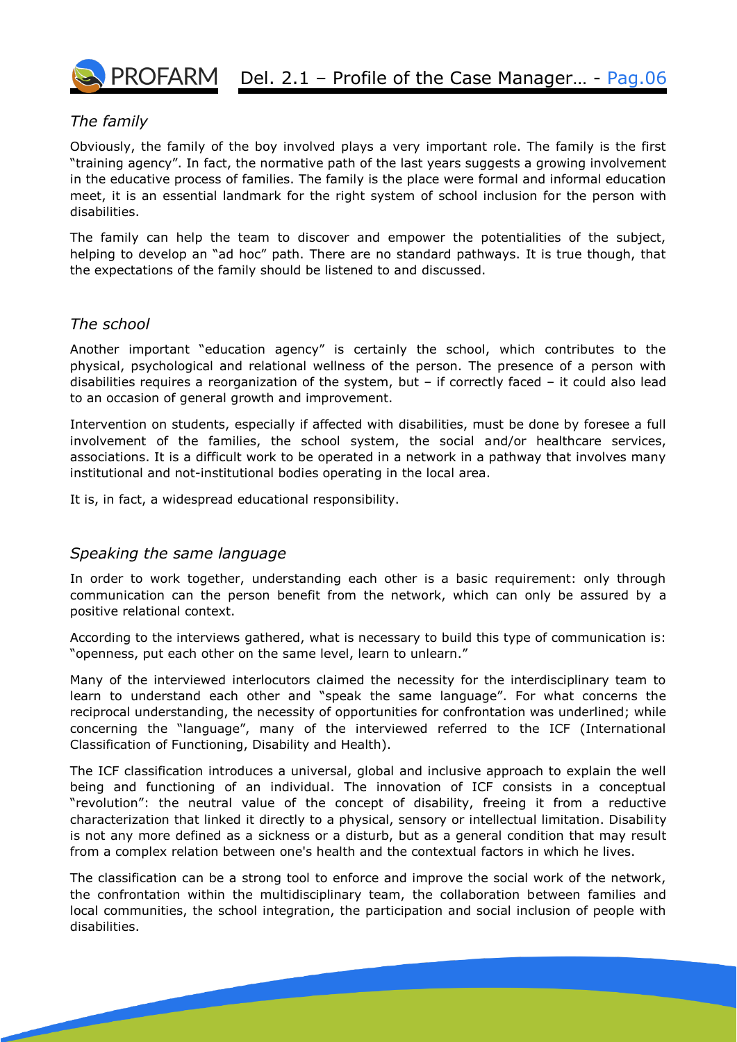### *The family*

Obviously, the family of the boy involved plays a very important role. The family is the first "training agency". In fact, the normative path of the last years suggests a growing involvement in the educative process of families. The family is the place were formal and informal education meet, it is an essential landmark for the right system of school inclusion for the person with disabilities.

The family can help the team to discover and empower the potentialities of the subject, helping to develop an "ad hoc" path. There are no standard pathways. It is true though, that the expectations of the family should be listened to and discussed.

### *The school*

Another important "education agency" is certainly the school, which contributes to the physical, psychological and relational wellness of the person. The presence of a person with disabilities requires a reorganization of the system, but – if correctly faced – it could also lead to an occasion of general growth and improvement.

Intervention on students, especially if affected with disabilities, must be done by foresee a full involvement of the families, the school system, the social and/or healthcare services, associations. It is a difficult work to be operated in a network in a pathway that involves many institutional and not-institutional bodies operating in the local area.

It is, in fact, a widespread educational responsibility.

### *Speaking the same language*

In order to work together, understanding each other is a basic requirement: only through communication can the person benefit from the network, which can only be assured by a positive relational context.

According to the interviews gathered, what is necessary to build this type of communication is: "openness, put each other on the same level, learn to unlearn."

Many of the interviewed interlocutors claimed the necessity for the interdisciplinary team to learn to understand each other and "speak the same language". For what concerns the reciprocal understanding, the necessity of opportunities for confrontation was underlined; while concerning the "language", many of the interviewed referred to the ICF (International Classification of Functioning, Disability and Health).

The ICF classification introduces a universal, global and inclusive approach to explain the well being and functioning of an individual. The innovation of ICF consists in a conceptual "revolution": the neutral value of the concept of disability, freeing it from a reductive characterization that linked it directly to a physical, sensory or intellectual limitation. Disability is not any more defined as a sickness or a disturb, but as a general condition that may result from a complex relation between one's health and the contextual factors in which he lives.

The classification can be a strong tool to enforce and improve the social work of the network, the confrontation within the multidisciplinary team, the collaboration between families and local communities, the school integration, the participation and social inclusion of people with disabilities.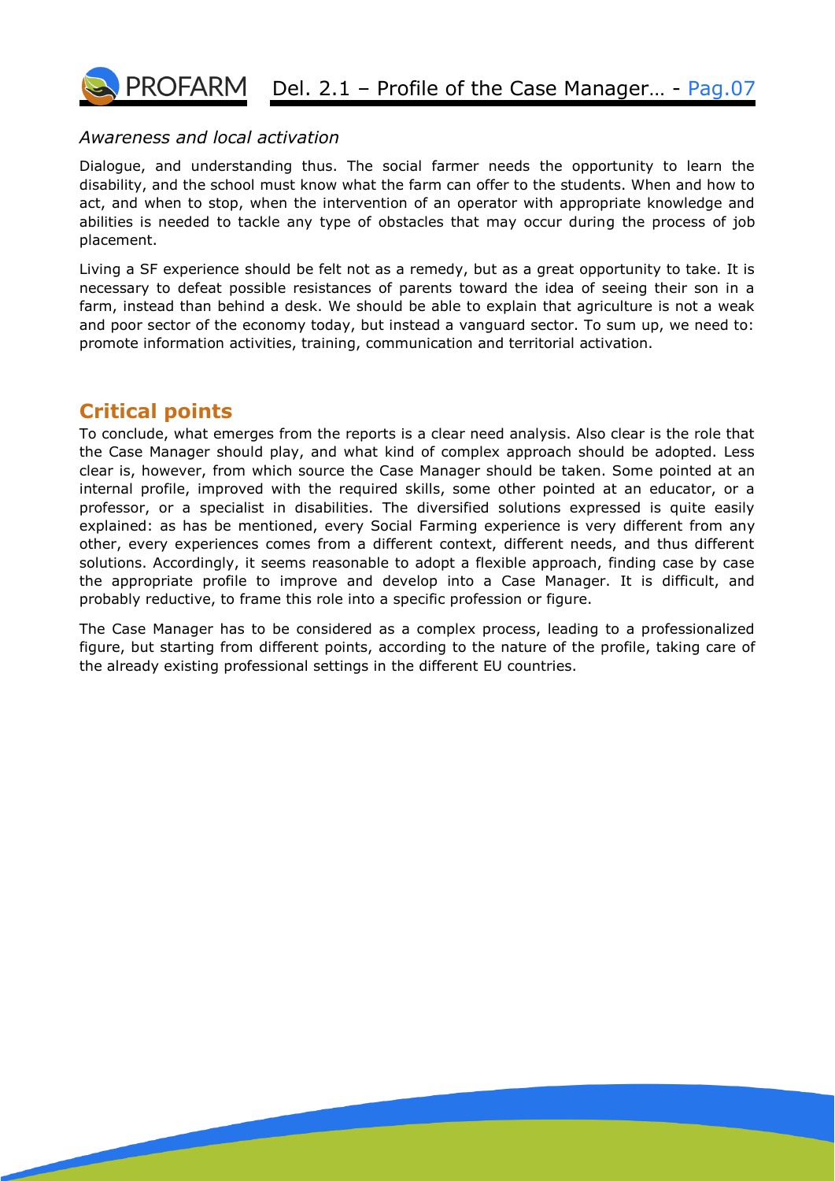*Awareness and local activation*

Dialogue, and understanding thus. The social farmer needs the opportunity to learn the disability, and the school must know what the farm can offer to the students. When and how to act, and when to stop, when the intervention of an operator with appropriate knowledge and abilities is needed to tackle any type of obstacles that may occur during the process of job placement.

Living a SF experience should be felt not as a remedy, but as a great opportunity to take. It is necessary to defeat possible resistances of parents toward the idea of seeing their son in a farm, instead than behind a desk. We should be able to explain that agriculture is not a weak and poor sector of the economy today, but instead a vanguard sector. To sum up, we need to: promote information activities, training, communication and territorial activation.

## Critical points

To conclude, what emerges from the reports is a clear need analysis. Also clear is the role that the Case Manager should play, and what kind of complex approach should be adopted. Less clear is, however, from which source the Case Manager should be taken. Some pointed at an internal profile, improved with the required skills, some other pointed at an educator, or a professor, or a specialist in disabilities. The diversified solutions expressed is quite easily explained: as has be mentioned, every Social Farming experience is very different from any other, every experiences comes from a different context, different needs, and thus different solutions. Accordingly, it seems reasonable to adopt a flexible approach, finding case by case the appropriate profile to improve and develop into a Case Manager. It is difficult, and probably reductive, to frame this role into a specific profession or figure.

The Case Manager has to be considered as a complex process, leading to a professionalized figure, but starting from different points, according to the nature of the profile, taking care of the already existing professional settings in the different EU countries.